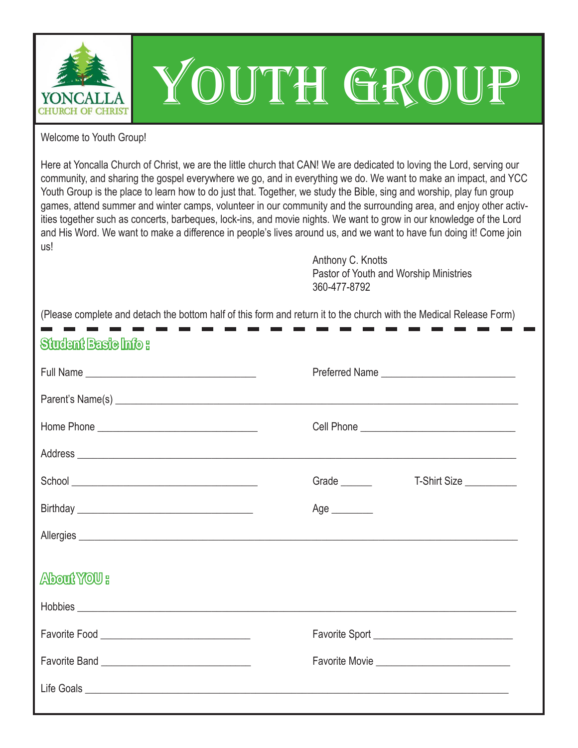YONCALLA
CHURCH OF CHRIST

# YOUTH GROUP

Welcome to Youth Group!

Here at Yoncalla Church of Christ, we are the little church that CAN! We are dedicated to loving the Lord, serving our community, and sharing the gospel everywhere we go, and in everything we do. We want to make an impact, and YCC Youth Group is the place to learn how to do just that. Together, we study the Bible, sing and worship, play fun group games, attend summer and winter camps, volunteer in our community and the surrounding area, and enjoy other activities together such as concerts, barbeques, lock-ins, and movie nights. We want to grow in our knowledge of the Lord and His Word. We want to make a difference in people's lives around us, and we want to have fun doing it! Come join us!

Anthony C. Knotts
Pastor of Youth and Worship Ministries
360-477-8792

(Please complete and detach the bottom half of this form and return it to the church with the Medical Release Form)

---

## Student Basic Info :

Full Name ________________________________ Preferred Name ________________________

Parent's Name(s) ___________________________________________________________________________

Home Phone ______________________________ Cell Phone _____________________________

Address ________________________________________________________________________________

School __________________________________ Grade ______ T-Shirt Size __________

Birthday ________________________________ Age ________

Allergies _______________________________________________________________________________

## About YOU :

Hobbies ________________________________________________________________________________

Favorite Food ____________________________ Favorite Sport _________________________

Favorite Band ____________________________ Favorite Movie ________________________

Life Goals ______________________________________________________________________________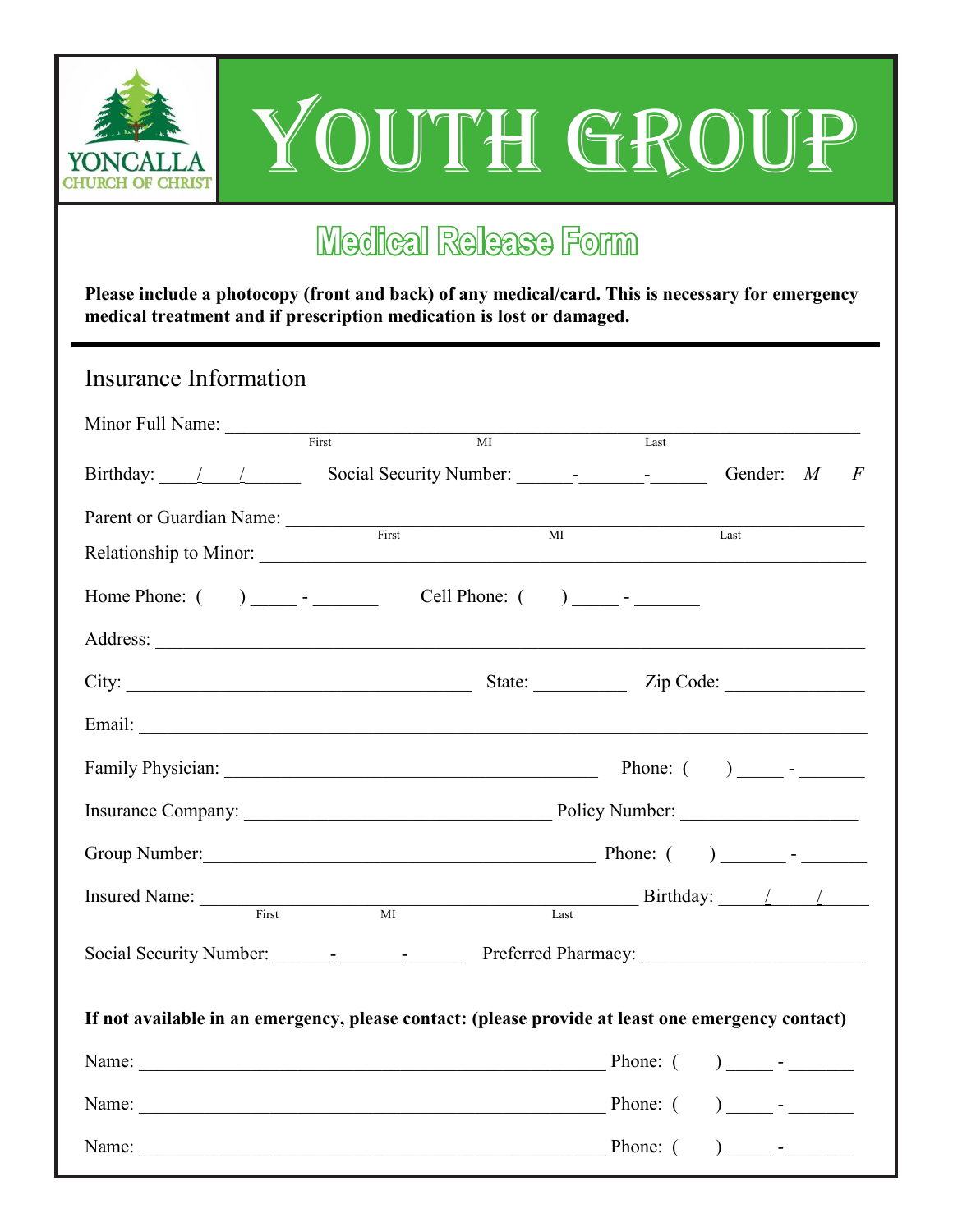YONCALLA
CHURCH OF CHRIST

# YOUTH GROUP

## Medical Release Form

**Please include a photocopy (front and back) of any medical/card. This is necessary for emergency medical treatment and if prescription medication is lost or damaged.**

---

### Insurance Information

Minor Full Name: ____________________________________________
First MI Last

Birthday: ____/____/______ Social Security Number: ______-_______-______ Gender: *M* *F*

Parent or Guardian Name: ____________________________________________
First MI Last

Relationship to Minor: ____________________________________________

Home Phone: ( ) _____ - _______ Cell Phone: ( ) _____ - _______

Address: ____________________________________________

City: ______________________________ State: __________ Zip Code: ______________

Email: ____________________________________________

Family Physician: ______________________________ Phone: ( ) _____ - _______

Insurance Company: ______________________________ Policy Number: __________________

Group Number: ______________________________ Phone: ( ) _______ - _______

Insured Name: ______________________________ Birthday: ____/____/____
First MI Last

Social Security Number: ______-_______-______ Preferred Pharmacy: ______________________

**If not available in an emergency, please contact: (please provide at least one emergency contact)**

Name: ____________________________________________ Phone: ( ) _____ - _______

Name: ____________________________________________ Phone: ( ) _____ - _______

Name: ____________________________________________ Phone: ( ) _____ - _______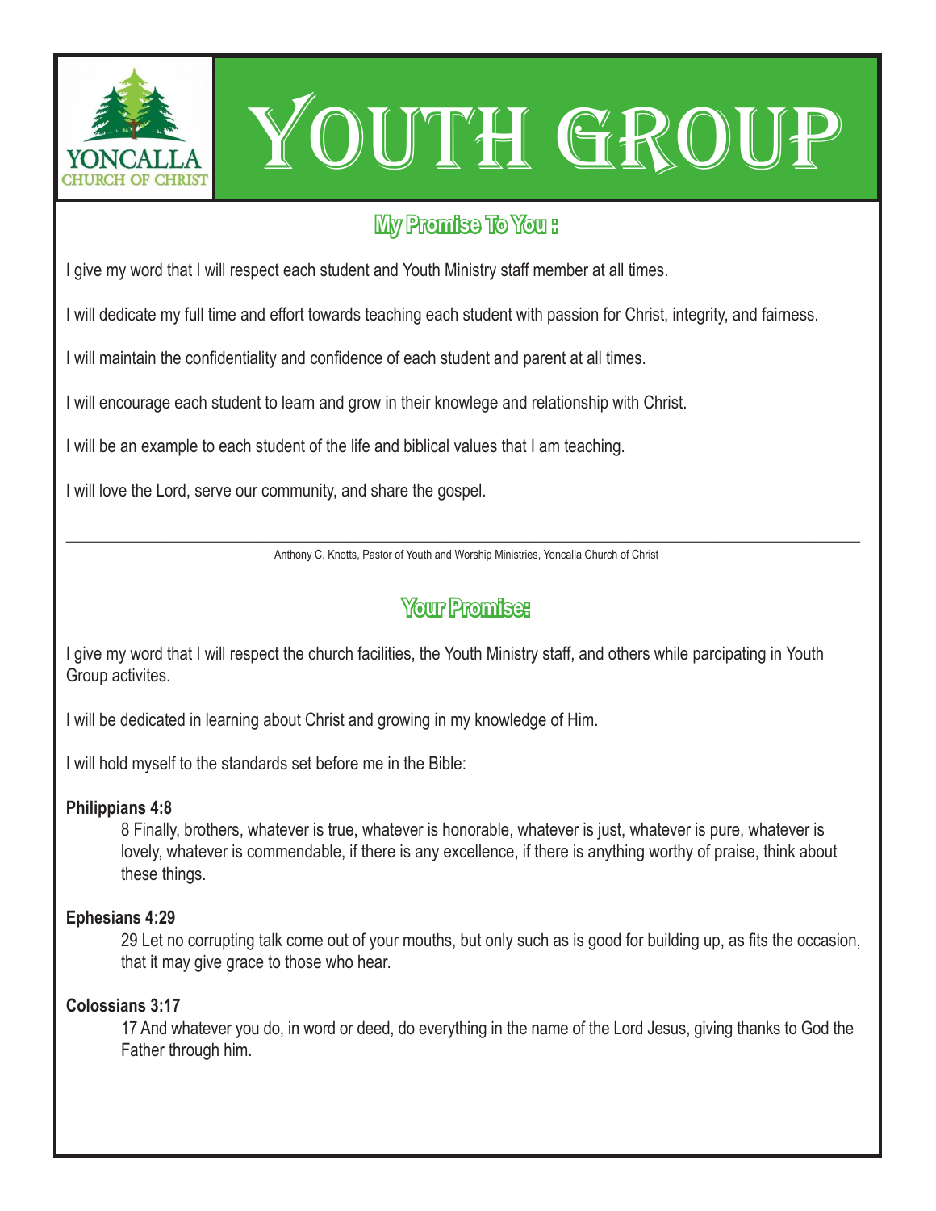YONCALLA
CHURCH OF CHRIST

# YOUTH GROUP

## My Promise To You :

I give my word that I will respect each student and Youth Ministry staff member at all times.

I will dedicate my full time and effort towards teaching each student with passion for Christ, integrity, and fairness.

I will maintain the confidentiality and confidence of each student and parent at all times.

I will encourage each student to learn and grow in their knowlege and relationship with Christ.

I will be an example to each student of the life and biblical values that I am teaching.

I will love the Lord, serve our community, and share the gospel.

_______________________________________________________________________________________________

Anthony C. Knotts, Pastor of Youth and Worship Ministries, Yoncalla Church of Christ

## Your Promise:

I give my word that I will respect the church facilities, the Youth Ministry staff, and others while parcipating in Youth Group activites.

I will be dedicated in learning about Christ and growing in my knowledge of Him.

I will hold myself to the standards set before me in the Bible:

**Philippians 4:8**

8 Finally, brothers, whatever is true, whatever is honorable, whatever is just, whatever is pure, whatever is lovely, whatever is commendable, if there is any excellence, if there is anything worthy of praise, think about these things.

**Ephesians 4:29**

29 Let no corrupting talk come out of your mouths, but only such as is good for building up, as fits the occasion, that it may give grace to those who hear.

**Colossians 3:17**

17 And whatever you do, in word or deed, do everything in the name of the Lord Jesus, giving thanks to God the Father through him.